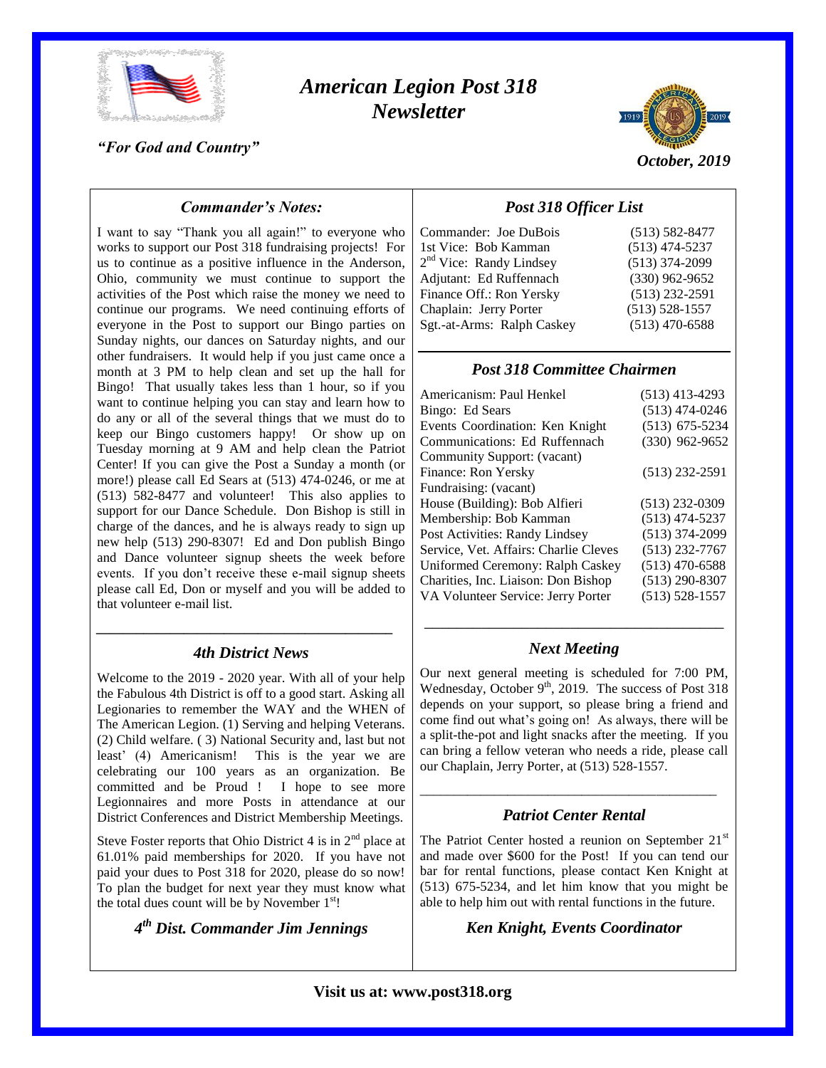# *American Legion Post 318 Newsletter*

*"For God and Country"*

*October, 2019*

## *Commander's Notes:*

I want to say "Thank you all again!" to everyone who works to support our Post 318 fundraising projects! For us to continue as a positive influence in the Anderson, Ohio, community we must continue to support the activities of the Post which raise the money we need to continue our programs. We need continuing efforts of everyone in the Post to support our Bingo parties on Sunday nights, our dances on Saturday nights, and our other fundraisers. It would help if you just came once a month at 3 PM to help clean and set up the hall for Bingo! That usually takes less than 1 hour, so if you want to continue helping you can stay and learn how to do any or all of the several things that we must do to keep our Bingo customers happy! Or show up on Tuesday morning at 9 AM and help clean the Patriot Center! If you can give the Post a Sunday a month (or more!) please call Ed Sears at (513) 474-0246, or me at (513) 582-8477 and volunteer! This also applies to support for our Dance Schedule. Don Bishop is still in charge of the dances, and he is always ready to sign up new help (513) 290-8307! Ed and Don publish Bingo and Dance volunteer signup sheets the week before events. If you don't receive these e-mail signup sheets please call Ed, Don or myself and you will be added to that volunteer e-mail list.

## *4th District News*

Welcome to the 2019 - 2020 year. With all of your help the Fabulous 4th District is off to a good start. Asking all Legionaries to remember the WAY and the WHEN of The American Legion. (1) Serving and helping Veterans. (2) Child welfare. ( 3) National Security and, last but not least' (4) Americanism! This is the year we are celebrating our 100 years as an organization. Be committed and be Proud ! I hope to see more Legionnaires and more Posts in attendance at our District Conferences and District Membership Meetings.

Steve Foster reports that Ohio District 4 is in 2nd place at 61.01% paid memberships for 2020. If you have not paid your dues to Post 318 for 2020, please do so now! To plan the budget for next year they must know what the total dues count will be by November 1st!

***4th Dist. Commander Jim Jennings***

## *Post 318 Officer List*

| | |
|---|---|
| Commander: Joe DuBois | (513) 582-8477 |
| 1st Vice: Bob Kamman | (513) 474-5237 |
| 2nd Vice: Randy Lindsey | (513) 374-2099 |
| Adjutant: Ed Ruffennach | (330) 962-9652 |
| Finance Off.: Ron Yersky | (513) 232-2591 |
| Chaplain: Jerry Porter | (513) 528-1557 |
| Sgt.-at-Arms: Ralph Caskey | (513) 470-6588 |

## *Post 318 Committee Chairmen*

| | |
|---|---|
| Americanism: Paul Henkel | (513) 413-4293 |
| Bingo: Ed Sears | (513) 474-0246 |
| Events Coordination: Ken Knight | (513) 675-5234 |
| Communications: Ed Ruffennach | (330) 962-9652 |
| Community Support: (vacant) | |
| Finance: Ron Yersky | (513) 232-2591 |
| Fundraising: (vacant) | |
| House (Building): Bob Alfieri | (513) 232-0309 |
| Membership: Bob Kamman | (513) 474-5237 |
| Post Activities: Randy Lindsey | (513) 374-2099 |
| Service, Vet. Affairs: Charlie Cleves | (513) 232-7767 |
| Uniformed Ceremony: Ralph Caskey | (513) 470-6588 |
| Charities, Inc. Liaison: Don Bishop | (513) 290-8307 |
| VA Volunteer Service: Jerry Porter | (513) 528-1557 |

## *Next Meeting*

Our next general meeting is scheduled for 7:00 PM, Wednesday, October 9th, 2019. The success of Post 318 depends on your support, so please bring a friend and come find out what's going on! As always, there will be a split-the-pot and light snacks after the meeting. If you can bring a fellow veteran who needs a ride, please call our Chaplain, Jerry Porter, at (513) 528-1557.

## *Patriot Center Rental*

The Patriot Center hosted a reunion on September 21st and made over $600 for the Post! If you can tend our bar for rental functions, please contact Ken Knight at (513) 675-5234, and let him know that you might be able to help him out with rental functions in the future.

***Ken Knight, Events Coordinator***

**Visit us at: www.post318.org**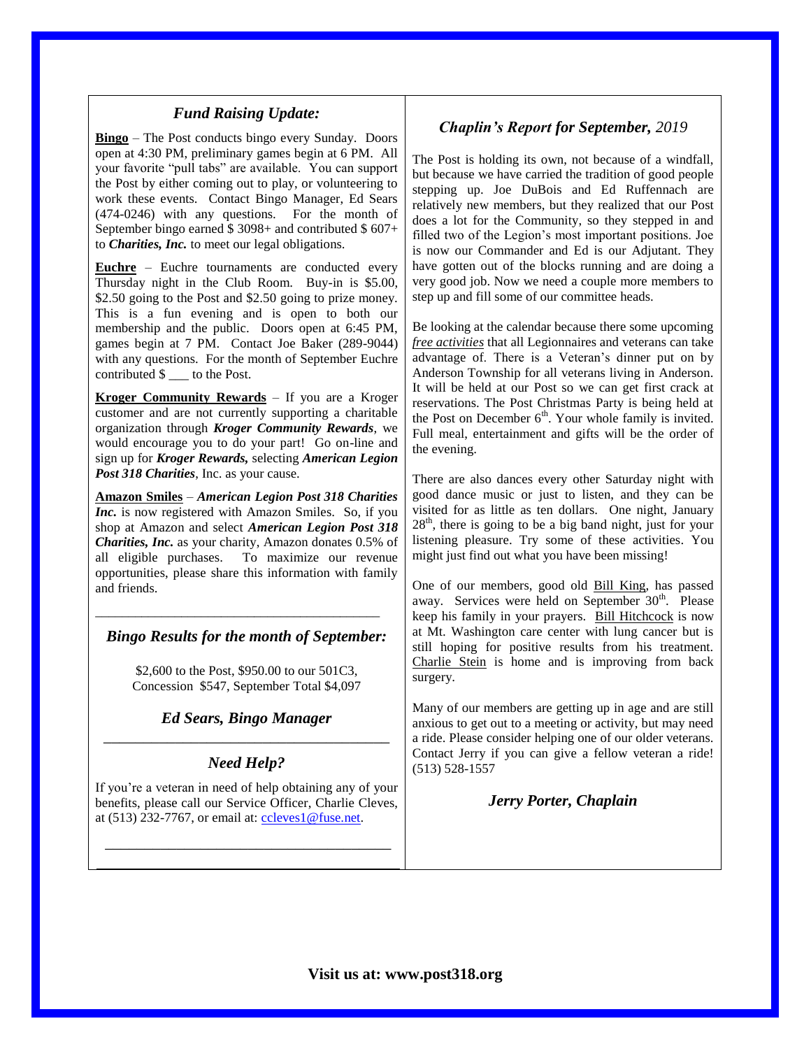## *Fund Raising Update:*

**Bingo** – The Post conducts bingo every Sunday. Doors open at 4:30 PM, preliminary games begin at 6 PM. All your favorite "pull tabs" are available. You can support the Post by either coming out to play, or volunteering to work these events. Contact Bingo Manager, Ed Sears (474-0246) with any questions. For the month of September bingo earned $ 3098+ and contributed $ 607+ to ***Charities, Inc.*** to meet our legal obligations.

**Euchre** – Euchre tournaments are conducted every Thursday night in the Club Room. Buy-in is $5.00, $2.50 going to the Post and $2.50 going to prize money. This is a fun evening and is open to both our membership and the public. Doors open at 6:45 PM, games begin at 7 PM. Contact Joe Baker (289-9044) with any questions. For the month of September Euchre contributed $ ___ to the Post.

**Kroger Community Rewards** – If you are a Kroger customer and are not currently supporting a charitable organization through ***Kroger Community Rewards***, we would encourage you to do your part! Go on-line and sign up for ***Kroger Rewards,*** selecting ***American Legion Post 318 Charities***, Inc. as your cause.

**Amazon Smiles** – ***American Legion Post 318 Charities Inc.*** is now registered with Amazon Smiles. So, if you shop at Amazon and select ***American Legion Post 318 Charities, Inc.*** as your charity, Amazon donates 0.5% of all eligible purchases. To maximize our revenue opportunities, please share this information with family and friends.

---

## *Bingo Results for the month of September:*

$2,600 to the Post, $950.00 to our 501C3, Concession $547, September Total $4,097

***Ed Sears, Bingo Manager***

---

## *Need Help?*

If you're a veteran in need of help obtaining any of your benefits, please call our Service Officer, Charlie Cleves, at (513) 232-7767, or email at: ccleves1@fuse.net.

---

## *Chaplin's Report for September, 2019*

The Post is holding its own, not because of a windfall, but because we have carried the tradition of good people stepping up. Joe DuBois and Ed Ruffennach are relatively new members, but they realized that our Post does a lot for the Community, so they stepped in and filled two of the Legion's most important positions. Joe is now our Commander and Ed is our Adjutant. They have gotten out of the blocks running and are doing a very good job. Now we need a couple more members to step up and fill some of our committee heads.

Be looking at the calendar because there some upcoming *free activities* that all Legionnaires and veterans can take advantage of. There is a Veteran's dinner put on by Anderson Township for all veterans living in Anderson. It will be held at our Post so we can get first crack at reservations. The Post Christmas Party is being held at the Post on December 6th. Your whole family is invited. Full meal, entertainment and gifts will be the order of the evening.

There are also dances every other Saturday night with good dance music or just to listen, and they can be visited for as little as ten dollars. One night, January 28th, there is going to be a big band night, just for your listening pleasure. Try some of these activities. You might just find out what you have been missing!

One of our members, good old Bill King, has passed away. Services were held on September 30th. Please keep his family in your prayers. Bill Hitchcock is now at Mt. Washington care center with lung cancer but is still hoping for positive results from his treatment. Charlie Stein is home and is improving from back surgery.

Many of our members are getting up in age and are still anxious to get out to a meeting or activity, but may need a ride. Please consider helping one of our older veterans. Contact Jerry if you can give a fellow veteran a ride! (513) 528-1557

***Jerry Porter, Chaplain***

**Visit us at: www.post318.org**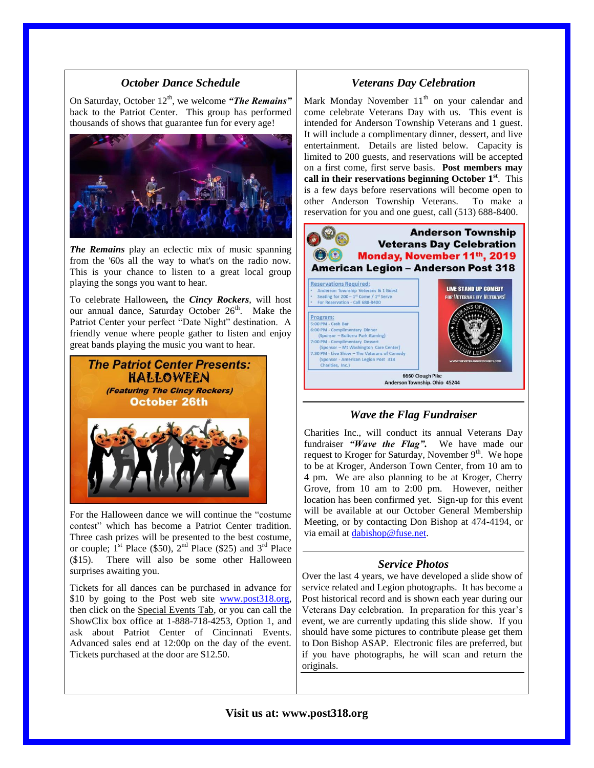## *October Dance Schedule*

On Saturday, October 12th, we welcome ***"The Remains"*** back to the Patriot Center. This group has performed thousands of shows that guarantee fun for every age!

***The Remains*** play an eclectic mix of music spanning from the '60s all the way to what's on the radio now. This is your chance to listen to a great local group playing the songs you want to hear.

To celebrate Halloween, the ***Cincy Rockers***, will host our annual dance, Saturday October 26th. Make the Patriot Center your perfect "Date Night" destination. A friendly venue where people gather to listen and enjoy great bands playing the music you want to hear.

**The Patriot Center Presents: HALLOWEEN**
***(Featuring The Cincy Rockers)***
**October 26th**

For the Halloween dance we will continue the "costume contest" which has become a Patriot Center tradition. Three cash prizes will be presented to the best costume, or couple; 1st Place ($50), 2nd Place ($25) and 3rd Place ($15). There will also be some other Halloween surprises awaiting you.

Tickets for all dances can be purchased in advance for $10 by going to the Post web site www.post318.org, then click on the Special Events Tab, or you can call the ShowClix box office at 1-888-718-4253, Option 1, and ask about Patriot Center of Cincinnati Events. Advanced sales end at 12:00p on the day of the event. Tickets purchased at the door are $12.50.

## *Veterans Day Celebration*

Mark Monday November 11th on your calendar and come celebrate Veterans Day with us. This event is intended for Anderson Township Veterans and 1 guest. It will include a complimentary dinner, dessert, and live entertainment. Details are listed below. Capacity is limited to 200 guests, and reservations will be accepted on a first come, first serve basis. **Post members may call in their reservations beginning October 1st**. This is a few days before reservations will become open to other Anderson Township Veterans. To make a reservation for you and one guest, call (513) 688-8400.

**Anderson Township Veterans Day Celebration**
**Monday, November 11th, 2019**
**American Legion – Anderson Post 318**

Reservations Required:
- Anderson Township Veterans & 1 Guest
- Seating for 200 – 1st Come / 1st Serve
- For Reservation - Call 688-8400

Program:
5:00 PM - Cash Bar
6:00 PM - Complimentary Dinner (Sponsor – Belterra Park Gaming)
7:00 PM - Complimentary Dessert (Sponsor – Mt Washington Care Center)
7:30 PM - Live Show – The Veterans of Comedy (Sponsor - American Legion Post 318 Charities, Inc.)

LIVE STAND UP COMEDY
FOR VETERANS BY VETERANS!

6660 Clough Pike
Anderson Township, Ohio 45244

## *Wave the Flag Fundraiser*

Charities Inc., will conduct its annual Veterans Day fundraiser ***"Wave the Flag".*** We have made our request to Kroger for Saturday, November 9th. We hope to be at Kroger, Anderson Town Center, from 10 am to 4 pm. We are also planning to be at Kroger, Cherry Grove, from 10 am to 2:00 pm. However, neither location has been confirmed yet. Sign-up for this event will be available at our October General Membership Meeting, or by contacting Don Bishop at 474-4194, or via email at dabishop@fuse.net.

## *Service Photos*

Over the last 4 years, we have developed a slide show of service related and Legion photographs. It has become a Post historical record and is shown each year during our Veterans Day celebration. In preparation for this year's event, we are currently updating this slide show. If you should have some pictures to contribute please get them to Don Bishop ASAP. Electronic files are preferred, but if you have photographs, he will scan and return the originals.

**Visit us at: www.post318.org**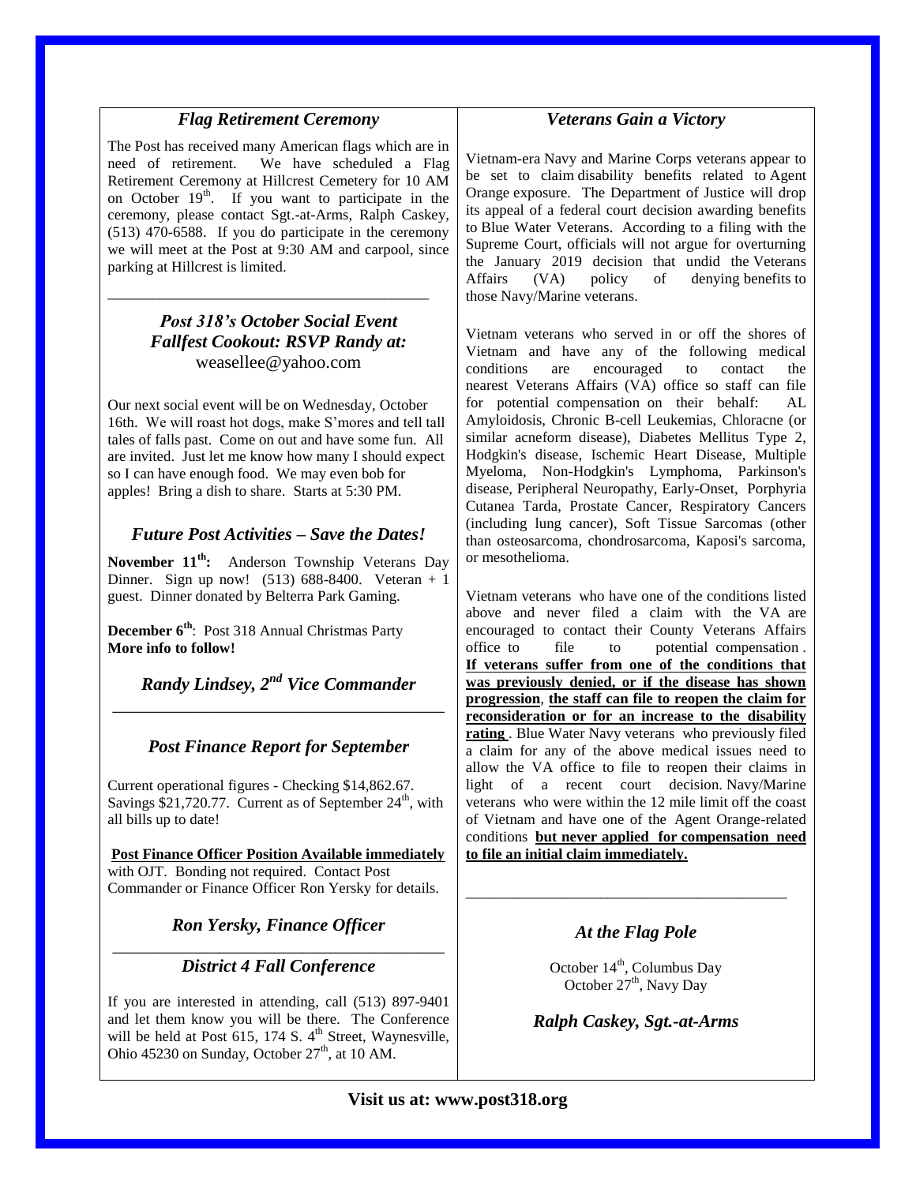### *Flag Retirement Ceremony*

The Post has received many American flags which are in need of retirement. We have scheduled a Flag Retirement Ceremony at Hillcrest Cemetery for 10 AM on October 19th. If you want to participate in the ceremony, please contact Sgt.-at-Arms, Ralph Caskey, (513) 470-6588. If you do participate in the ceremony we will meet at the Post at 9:30 AM and carpool, since parking at Hillcrest is limited.

---

### *Post 318's October Social Event*
### *Fallfest Cookout: RSVP Randy at:*
weasellee@yahoo.com

Our next social event will be on Wednesday, October 16th. We will roast hot dogs, make S'mores and tell tall tales of falls past. Come on out and have some fun. All are invited. Just let me know how many I should expect so I can have enough food. We may even bob for apples! Bring a dish to share. Starts at 5:30 PM.

### *Future Post Activities – Save the Dates!*

**November 11th:** Anderson Township Veterans Day Dinner. Sign up now! (513) 688-8400. Veteran + 1 guest. Dinner donated by Belterra Park Gaming.

**December 6th**: Post 318 Annual Christmas Party
**More info to follow!**

### *Randy Lindsey, 2nd Vice Commander*

---

### *Post Finance Report for September*

Current operational figures - Checking $14,862.67. Savings $21,720.77. Current as of September 24th, with all bills up to date!

**Post Finance Officer Position Available immediately** with OJT. Bonding not required. Contact Post Commander or Finance Officer Ron Yersky for details.

### *Ron Yersky, Finance Officer*

---

### *District 4 Fall Conference*

If you are interested in attending, call (513) 897-9401 and let them know you will be there. The Conference will be held at Post 615, 174 S. 4th Street, Waynesville, Ohio 45230 on Sunday, October 27th, at 10 AM.

### *Veterans Gain a Victory*

Vietnam-era Navy and Marine Corps veterans appear to be set to claim disability benefits related to Agent Orange exposure. The Department of Justice will drop its appeal of a federal court decision awarding benefits to Blue Water Veterans. According to a filing with the Supreme Court, officials will not argue for overturning the January 2019 decision that undid the Veterans Affairs (VA) policy of denying benefits to those Navy/Marine veterans.

Vietnam veterans who served in or off the shores of Vietnam and have any of the following medical conditions are encouraged to contact the nearest Veterans Affairs (VA) office so staff can file for potential compensation on their behalf: AL Amyloidosis, Chronic B-cell Leukemias, Chloracne (or similar acneform disease), Diabetes Mellitus Type 2, Hodgkin's disease, Ischemic Heart Disease, Multiple Myeloma, Non-Hodgkin's Lymphoma, Parkinson's disease, Peripheral Neuropathy, Early-Onset, Porphyria Cutanea Tarda, Prostate Cancer, Respiratory Cancers (including lung cancer), Soft Tissue Sarcomas (other than osteosarcoma, chondrosarcoma, Kaposi's sarcoma, or mesothelioma.

Vietnam veterans who have one of the conditions listed above and never filed a claim with the VA are encouraged to contact their County Veterans Affairs office to file to potential compensation . **If veterans suffer from one of the conditions that was previously denied, or if the disease has shown progression**, **the staff can file to reopen the claim for reconsideration or for an increase to the disability rating** . Blue Water Navy veterans who previously filed a claim for any of the above medical issues need to allow the VA office to file to reopen their claims in light of a recent court decision. Navy/Marine veterans who were within the 12 mile limit off the coast of Vietnam and have one of the Agent Orange-related conditions **but never applied for compensation need to file an initial claim immediately.**

---

### *At the Flag Pole*

October 14th, Columbus Day
October 27th, Navy Day

### *Ralph Caskey, Sgt.-at-Arms*

**Visit us at: www.post318.org**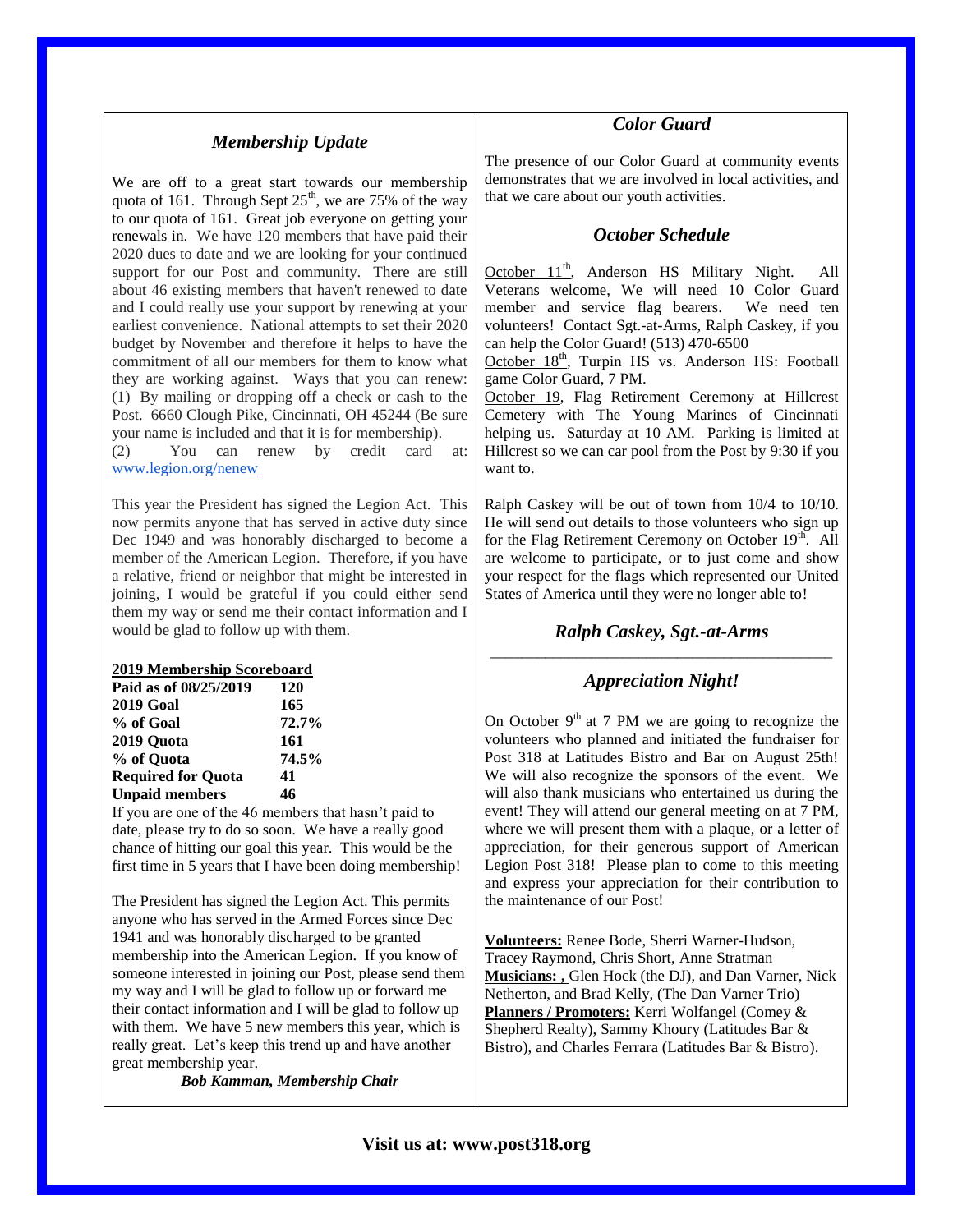## *Membership Update*

We are off to a great start towards our membership quota of 161. Through Sept 25th, we are 75% of the way to our quota of 161. Great job everyone on getting your renewals in. We have 120 members that have paid their 2020 dues to date and we are looking for your continued support for our Post and community. There are still about 46 existing members that haven't renewed to date and I could really use your support by renewing at your earliest convenience. National attempts to set their 2020 budget by November and therefore it helps to have the commitment of all our members for them to know what they are working against. Ways that you can renew: (1) By mailing or dropping off a check or cash to the Post. 6660 Clough Pike, Cincinnati, OH 45244 (Be sure your name is included and that it is for membership).
(2) You can renew by credit card at: www.legion.org/nenew

This year the President has signed the Legion Act. This now permits anyone that has served in active duty since Dec 1949 and was honorably discharged to become a member of the American Legion. Therefore, if you have a relative, friend or neighbor that might be interested in joining, I would be grateful if you could either send them my way or send me their contact information and I would be glad to follow up with them.

**2019 Membership Scoreboard**

| | |
|---|---|
| **Paid as of 08/25/2019** | **120** |
| **2019 Goal** | **165** |
| **% of Goal** | **72.7%** |
| **2019 Quota** | **161** |
| **% of Quota** | **74.5%** |
| **Required for Quota** | **41** |
| **Unpaid members** | **46** |

If you are one of the 46 members that hasn't paid to date, please try to do so soon. We have a really good chance of hitting our goal this year. This would be the first time in 5 years that I have been doing membership!

The President has signed the Legion Act. This permits anyone who has served in the Armed Forces since Dec 1941 and was honorably discharged to be granted membership into the American Legion. If you know of someone interested in joining our Post, please send them my way and I will be glad to follow up or forward me their contact information and I will be glad to follow up with them. We have 5 new members this year, which is really great. Let's keep this trend up and have another great membership year.

***Bob Kamman, Membership Chair***

## *Color Guard*

The presence of our Color Guard at community events demonstrates that we are involved in local activities, and that we care about our youth activities.

### *October Schedule*

October 11th, Anderson HS Military Night. All Veterans welcome, We will need 10 Color Guard member and service flag bearers. We need ten volunteers! Contact Sgt.-at-Arms, Ralph Caskey, if you can help the Color Guard! (513) 470-6500
October 18th, Turpin HS vs. Anderson HS: Football game Color Guard, 7 PM.
October 19, Flag Retirement Ceremony at Hillcrest Cemetery with The Young Marines of Cincinnati helping us. Saturday at 10 AM. Parking is limited at Hillcrest so we can car pool from the Post by 9:30 if you want to.

Ralph Caskey will be out of town from 10/4 to 10/10. He will send out details to those volunteers who sign up for the Flag Retirement Ceremony on October 19th. All are welcome to participate, or to just come and show your respect for the flags which represented our United States of America until they were no longer able to!

***Ralph Caskey, Sgt.-at-Arms***

---

## *Appreciation Night!*

On October 9th at 7 PM we are going to recognize the volunteers who planned and initiated the fundraiser for Post 318 at Latitudes Bistro and Bar on August 25th! We will also recognize the sponsors of the event. We will also thank musicians who entertained us during the event! They will attend our general meeting on at 7 PM, where we will present them with a plaque, or a letter of appreciation, for their generous support of American Legion Post 318! Please plan to come to this meeting and express your appreciation for their contribution to the maintenance of our Post!

**Volunteers:** Renee Bode, Sherri Warner-Hudson, Tracey Raymond, Chris Short, Anne Stratman
**Musicians: ,** Glen Hock (the DJ), and Dan Varner, Nick Netherton, and Brad Kelly, (The Dan Varner Trio)
**Planners / Promoters:** Kerri Wolfangel (Comey & Shepherd Realty), Sammy Khoury (Latitudes Bar & Bistro), and Charles Ferrara (Latitudes Bar & Bistro).

**Visit us at: www.post318.org**